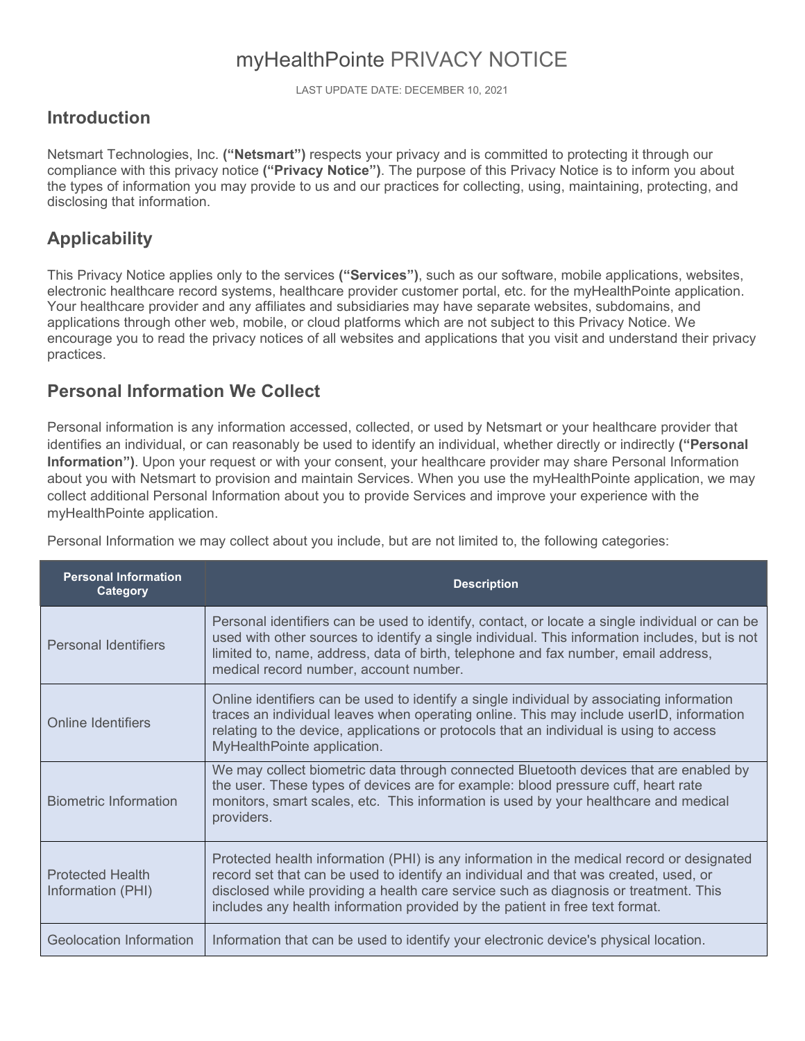# myHealthPointe PRIVACY NOTICE

LAST UPDATE DATE: DECEMBER 10, 2021

## Introduction

Netsmart Technologies, Inc. **("Netsmart")** respects your privacy and is committed to protecting it through our compliance with this privacy notice **("Privacy Notice")**. The purpose of this Privacy Notice is to inform you about the types of information you may provide to us and our practices for collecting, using, maintaining, protecting, and disclosing that information.

## Applicability

This Privacy Notice applies only to the services **("Services")**, such as our software, mobile applications, websites, electronic healthcare record systems, healthcare provider customer portal, etc. for the myHealthPointe application. Your healthcare provider and any affiliates and subsidiaries may have separate websites, subdomains, and applications through other web, mobile, or cloud platforms which are not subject to this Privacy Notice. We encourage you to read the privacy notices of all websites and applications that you visit and understand their privacy practices.

## Personal Information We Collect

Personal information is any information accessed, collected, or used by Netsmart or your healthcare provider that identifies an individual, or can reasonably be used to identify an individual, whether directly or indirectly **("Personal Information")**. Upon your request or with your consent, your healthcare provider may share Personal Information about you with Netsmart to provision and maintain Services. When you use the myHealthPointe application, we may collect additional Personal Information about you to provide Services and improve your experience with the myHealthPointe application.

Personal Information we may collect about you include, but are not limited to, the following categories:

| Personal Information Category | Description |
|---|---|
| Personal Identifiers | Personal identifiers can be used to identify, contact, or locate a single individual or can be used with other sources to identify a single individual. This information includes, but is not limited to, name, address, data of birth, telephone and fax number, email address, medical record number, account number. |
| Online Identifiers | Online identifiers can be used to identify a single individual by associating information traces an individual leaves when operating online. This may include userID, information relating to the device, applications or protocols that an individual is using to access MyHealthPointe application. |
| Biometric Information | We may collect biometric data through connected Bluetooth devices that are enabled by the user. These types of devices are for example: blood pressure cuff, heart rate monitors, smart scales, etc. This information is used by your healthcare and medical providers. |
| Protected Health Information (PHI) | Protected health information (PHI) is any information in the medical record or designated record set that can be used to identify an individual and that was created, used, or disclosed while providing a health care service such as diagnosis or treatment. This includes any health information provided by the patient in free text format. |
| Geolocation Information | Information that can be used to identify your electronic device's physical location. |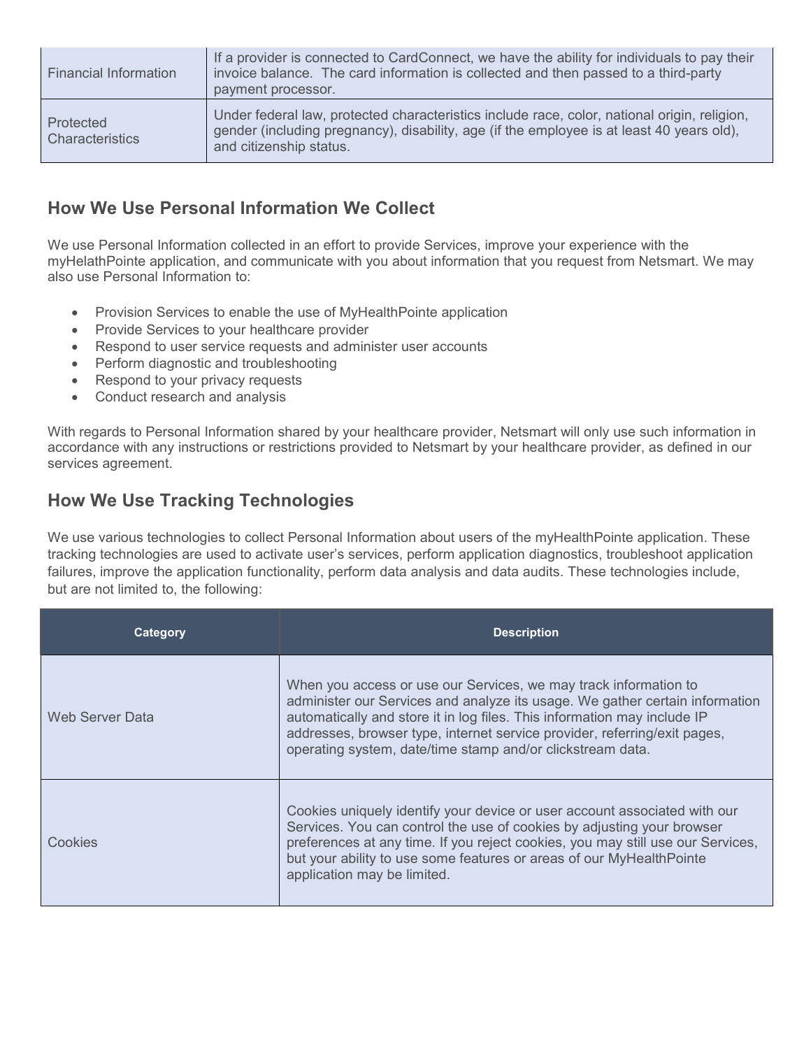| | |
|---|---|
| Financial Information | If a provider is connected to CardConnect, we have the ability for individuals to pay their invoice balance. The card information is collected and then passed to a third-party payment processor. |
| Protected Characteristics | Under federal law, protected characteristics include race, color, national origin, religion, gender (including pregnancy), disability, age (if the employee is at least 40 years old), and citizenship status. |

## How We Use Personal Information We Collect

We use Personal Information collected in an effort to provide Services, improve your experience with the myHelathPointe application, and communicate with you about information that you request from Netsmart. We may also use Personal Information to:

- Provision Services to enable the use of MyHealthPointe application
- Provide Services to your healthcare provider
- Respond to user service requests and administer user accounts
- Perform diagnostic and troubleshooting
- Respond to your privacy requests
- Conduct research and analysis

With regards to Personal Information shared by your healthcare provider, Netsmart will only use such information in accordance with any instructions or restrictions provided to Netsmart by your healthcare provider, as defined in our services agreement.

## How We Use Tracking Technologies

We use various technologies to collect Personal Information about users of the myHealthPointe application. These tracking technologies are used to activate user's services, perform application diagnostics, troubleshoot application failures, improve the application functionality, perform data analysis and data audits. These technologies include, but are not limited to, the following:

| Category | Description |
|---|---|
| Web Server Data | When you access or use our Services, we may track information to administer our Services and analyze its usage. We gather certain information automatically and store it in log files. This information may include IP addresses, browser type, internet service provider, referring/exit pages, operating system, date/time stamp and/or clickstream data. |
| Cookies | Cookies uniquely identify your device or user account associated with our Services. You can control the use of cookies by adjusting your browser preferences at any time. If you reject cookies, you may still use our Services, but your ability to use some features or areas of our MyHealthPointe application may be limited. |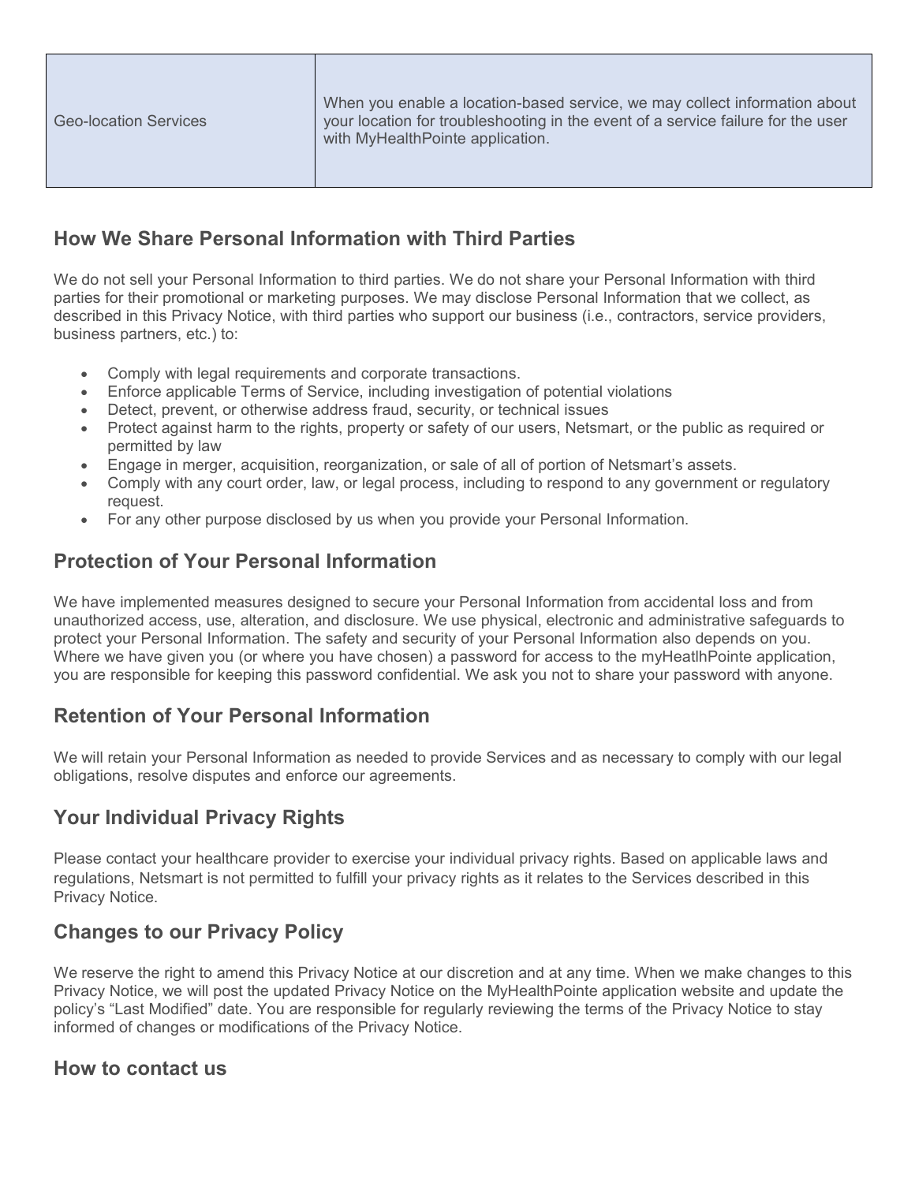| | |
|---|---|
| Geo-location Services | When you enable a location-based service, we may collect information about your location for troubleshooting in the event of a service failure for the user with MyHealthPointe application. |

## How We Share Personal Information with Third Parties

We do not sell your Personal Information to third parties. We do not share your Personal Information with third parties for their promotional or marketing purposes. We may disclose Personal Information that we collect, as described in this Privacy Notice, with third parties who support our business (i.e., contractors, service providers, business partners, etc.) to:

- Comply with legal requirements and corporate transactions.
- Enforce applicable Terms of Service, including investigation of potential violations
- Detect, prevent, or otherwise address fraud, security, or technical issues
- Protect against harm to the rights, property or safety of our users, Netsmart, or the public as required or permitted by law
- Engage in merger, acquisition, reorganization, or sale of all of portion of Netsmart's assets.
- Comply with any court order, law, or legal process, including to respond to any government or regulatory request.
- For any other purpose disclosed by us when you provide your Personal Information.

## Protection of Your Personal Information

We have implemented measures designed to secure your Personal Information from accidental loss and from unauthorized access, use, alteration, and disclosure. We use physical, electronic and administrative safeguards to protect your Personal Information. The safety and security of your Personal Information also depends on you. Where we have given you (or where you have chosen) a password for access to the myHeatlhPointe application, you are responsible for keeping this password confidential. We ask you not to share your password with anyone.

## Retention of Your Personal Information

We will retain your Personal Information as needed to provide Services and as necessary to comply with our legal obligations, resolve disputes and enforce our agreements.

## Your Individual Privacy Rights

Please contact your healthcare provider to exercise your individual privacy rights. Based on applicable laws and regulations, Netsmart is not permitted to fulfill your privacy rights as it relates to the Services described in this Privacy Notice.

## Changes to our Privacy Policy

We reserve the right to amend this Privacy Notice at our discretion and at any time. When we make changes to this Privacy Notice, we will post the updated Privacy Notice on the MyHealthPointe application website and update the policy's "Last Modified" date. You are responsible for regularly reviewing the terms of the Privacy Notice to stay informed of changes or modifications of the Privacy Notice.

## How to contact us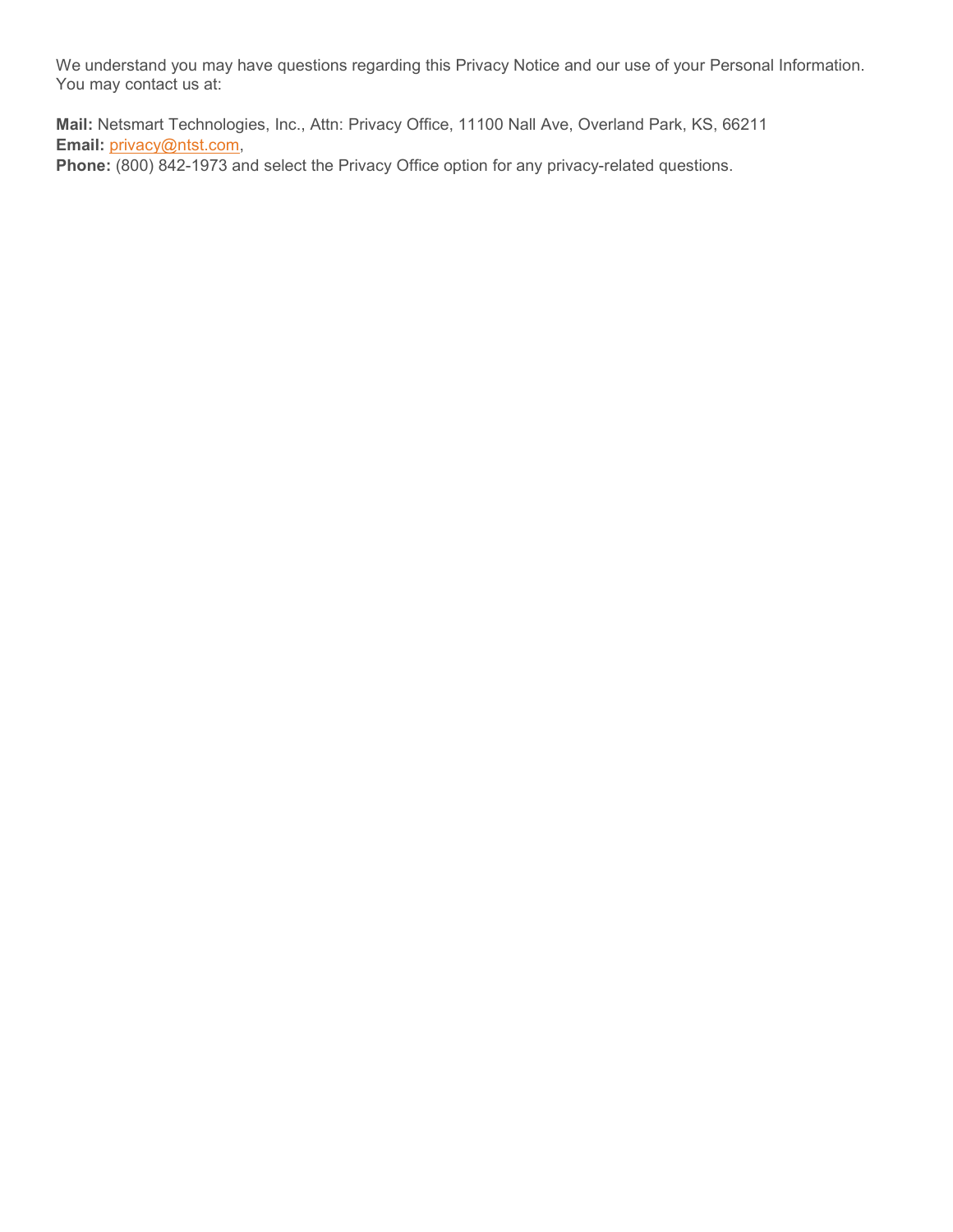We understand you may have questions regarding this Privacy Notice and our use of your Personal Information. You may contact us at:

**Mail:** Netsmart Technologies, Inc., Attn: Privacy Office, 11100 Nall Ave, Overland Park, KS, 66211
**Email:** privacy@ntst.com,
**Phone:** (800) 842-1973 and select the Privacy Office option for any privacy-related questions.